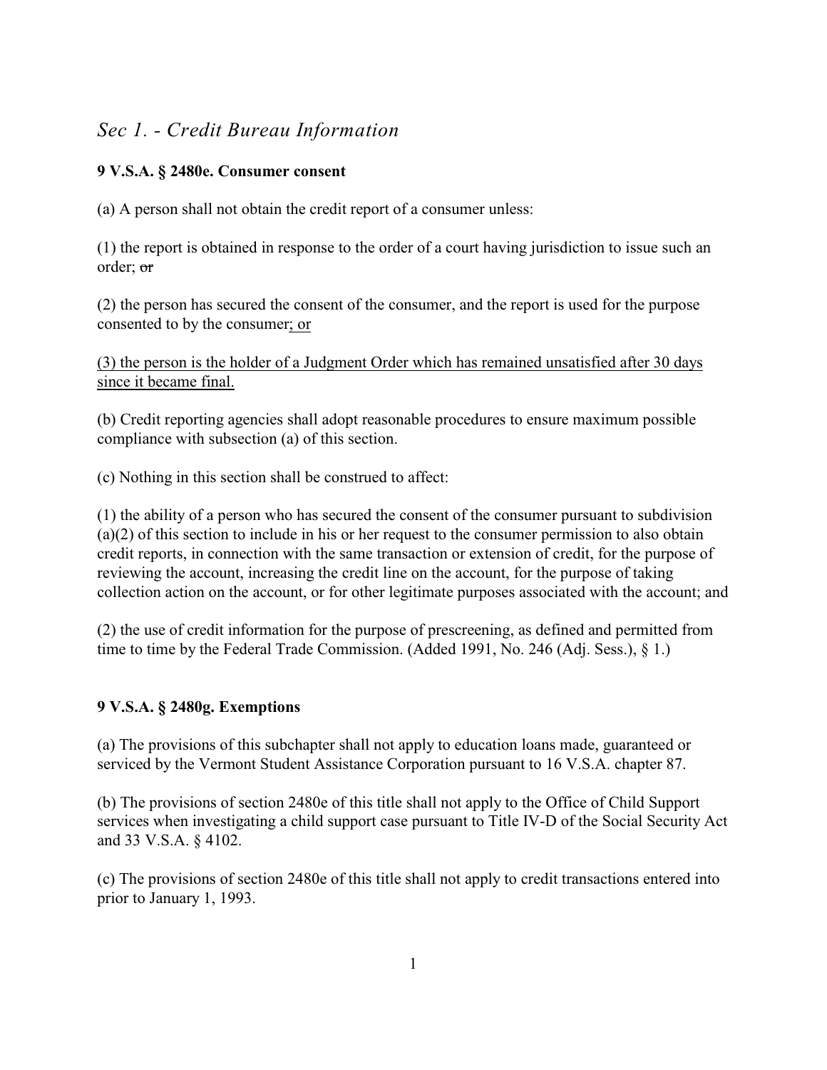## *Sec 1. - Credit Bureau Information*

**9 V.S.A. § 2480e. Consumer consent**

(a) A person shall not obtain the credit report of a consumer unless:

(1) the report is obtained in response to the order of a court having jurisdiction to issue such an order; ~~or~~

(2) the person has secured the consent of the consumer, and the report is used for the purpose consented to by the consumer<u>; or</u>

<u>(3) the person is the holder of a Judgment Order which has remained unsatisfied after 30 days since it became final.</u>

(b) Credit reporting agencies shall adopt reasonable procedures to ensure maximum possible compliance with subsection (a) of this section.

(c) Nothing in this section shall be construed to affect:

(1) the ability of a person who has secured the consent of the consumer pursuant to subdivision (a)(2) of this section to include in his or her request to the consumer permission to also obtain credit reports, in connection with the same transaction or extension of credit, for the purpose of reviewing the account, increasing the credit line on the account, for the purpose of taking collection action on the account, or for other legitimate purposes associated with the account; and

(2) the use of credit information for the purpose of prescreening, as defined and permitted from time to time by the Federal Trade Commission. (Added 1991, No. 246 (Adj. Sess.), § 1.)

**9 V.S.A. § 2480g. Exemptions**

(a) The provisions of this subchapter shall not apply to education loans made, guaranteed or serviced by the Vermont Student Assistance Corporation pursuant to 16 V.S.A. chapter 87.

(b) The provisions of section 2480e of this title shall not apply to the Office of Child Support services when investigating a child support case pursuant to Title IV-D of the Social Security Act and 33 V.S.A. § 4102.

(c) The provisions of section 2480e of this title shall not apply to credit transactions entered into prior to January 1, 1993.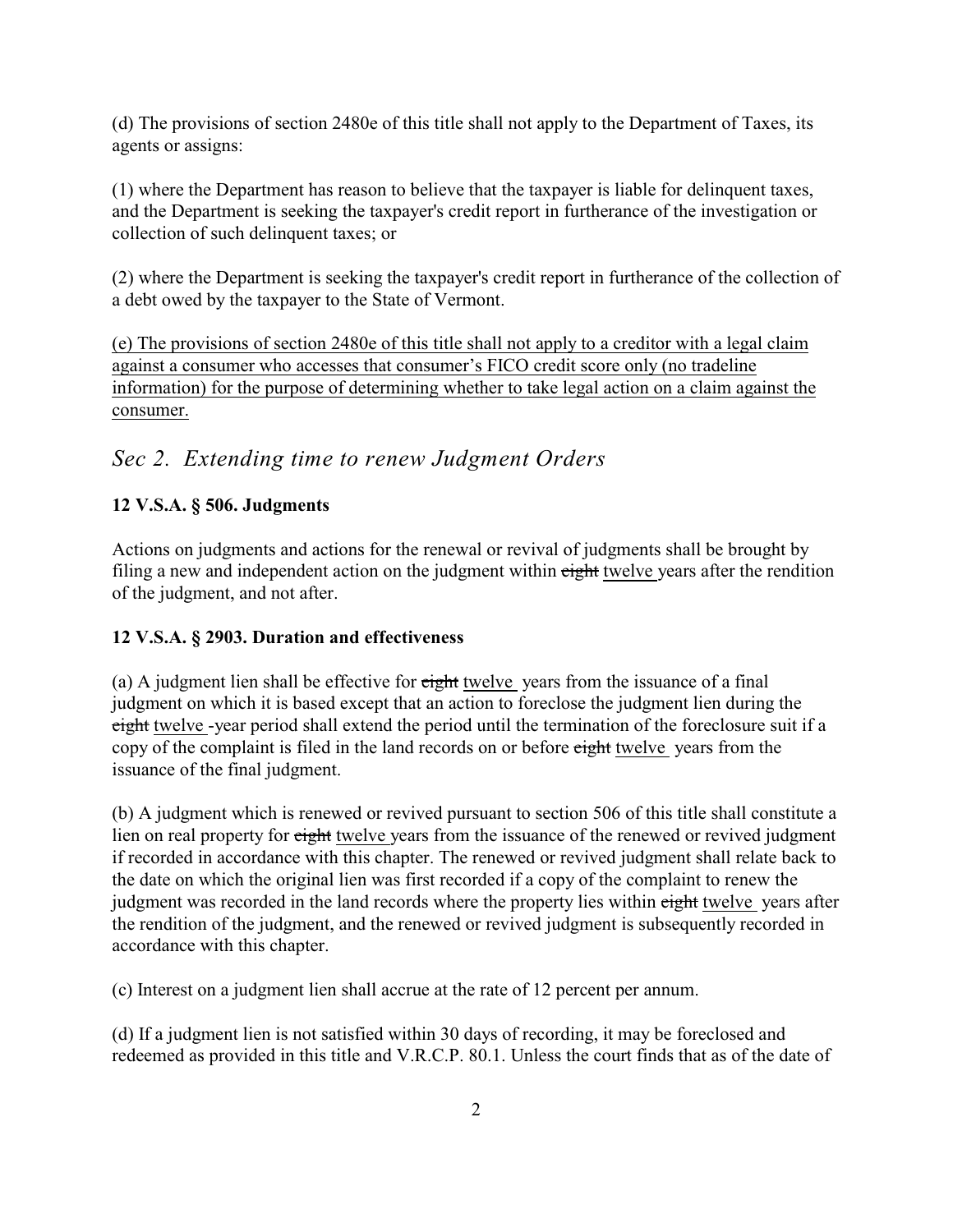(d) The provisions of section 2480e of this title shall not apply to the Department of Taxes, its agents or assigns:

(1) where the Department has reason to believe that the taxpayer is liable for delinquent taxes, and the Department is seeking the taxpayer's credit report in furtherance of the investigation or collection of such delinquent taxes; or

(2) where the Department is seeking the taxpayer's credit report in furtherance of the collection of a debt owed by the taxpayer to the State of Vermont.

<u>(e) The provisions of section 2480e of this title shall not apply to a creditor with a legal claim against a consumer who accesses that consumer's FICO credit score only (no tradeline information) for the purpose of determining whether to take legal action on a claim against the consumer.</u>

## *Sec 2. Extending time to renew Judgment Orders*

**12 V.S.A. § 506. Judgments**

Actions on judgments and actions for the renewal or revival of judgments shall be brought by filing a new and independent action on the judgment within ~~eight~~ <u>twelve</u> years after the rendition of the judgment, and not after.

**12 V.S.A. § 2903. Duration and effectiveness**

(a) A judgment lien shall be effective for ~~eight~~ <u>twelve</u> years from the issuance of a final judgment on which it is based except that an action to foreclose the judgment lien during the ~~eight~~ <u>twelve</u> -year period shall extend the period until the termination of the foreclosure suit if a copy of the complaint is filed in the land records on or before ~~eight~~ <u>twelve</u> years from the issuance of the final judgment.

(b) A judgment which is renewed or revived pursuant to section 506 of this title shall constitute a lien on real property for ~~eight~~ <u>twelve</u> years from the issuance of the renewed or revived judgment if recorded in accordance with this chapter. The renewed or revived judgment shall relate back to the date on which the original lien was first recorded if a copy of the complaint to renew the judgment was recorded in the land records where the property lies within ~~eight~~ <u>twelve</u> years after the rendition of the judgment, and the renewed or revived judgment is subsequently recorded in accordance with this chapter.

(c) Interest on a judgment lien shall accrue at the rate of 12 percent per annum.

(d) If a judgment lien is not satisfied within 30 days of recording, it may be foreclosed and redeemed as provided in this title and V.R.C.P. 80.1. Unless the court finds that as of the date of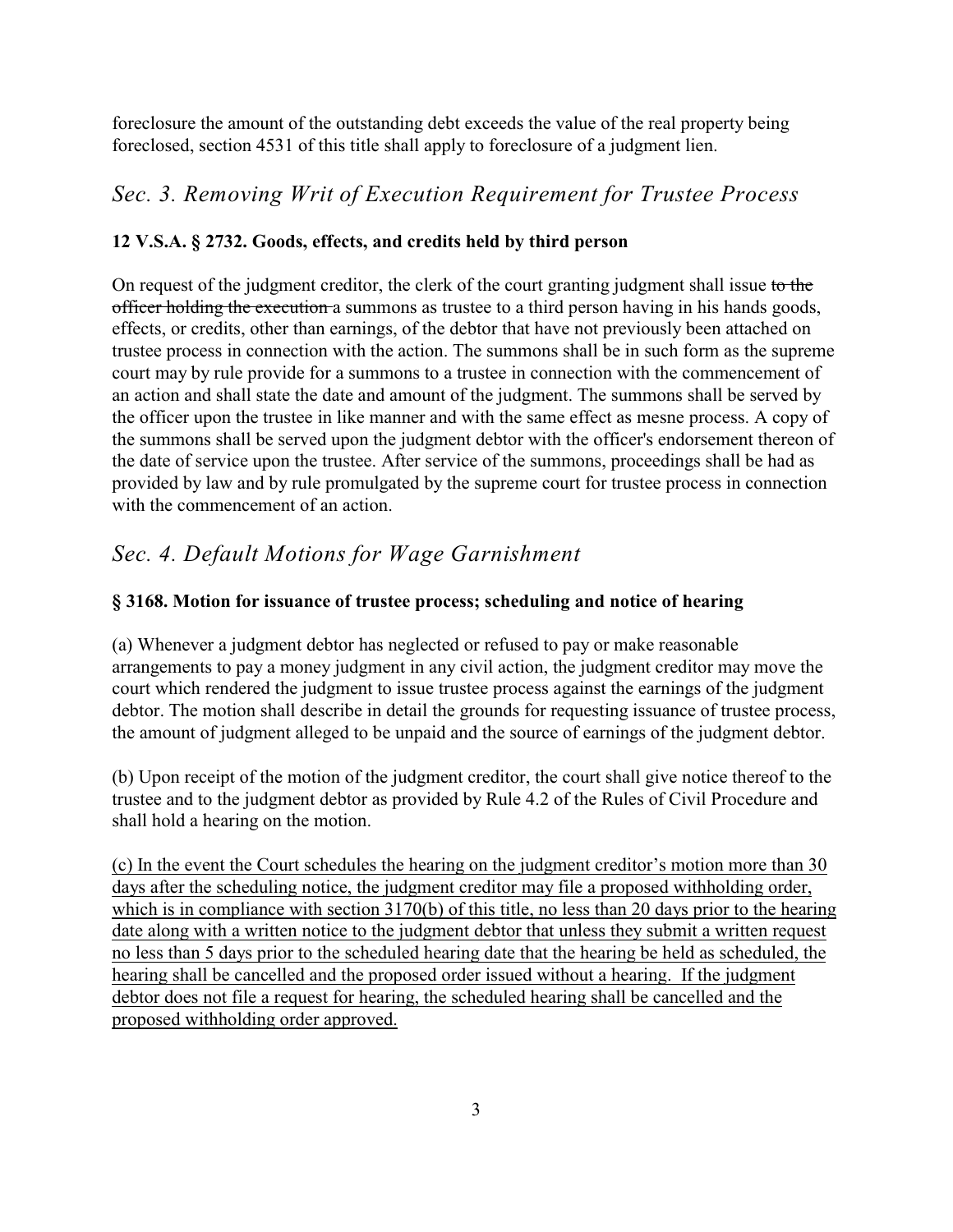foreclosure the amount of the outstanding debt exceeds the value of the real property being foreclosed, section 4531 of this title shall apply to foreclosure of a judgment lien.

## *Sec. 3. Removing Writ of Execution Requirement for Trustee Process*

### 12 V.S.A. § 2732. Goods, effects, and credits held by third person

On request of the judgment creditor, the clerk of the court granting judgment shall issue ~~to the officer holding the execution~~ a summons as trustee to a third person having in his hands goods, effects, or credits, other than earnings, of the debtor that have not previously been attached on trustee process in connection with the action. The summons shall be in such form as the supreme court may by rule provide for a summons to a trustee in connection with the commencement of an action and shall state the date and amount of the judgment. The summons shall be served by the officer upon the trustee in like manner and with the same effect as mesne process. A copy of the summons shall be served upon the judgment debtor with the officer's endorsement thereon of the date of service upon the trustee. After service of the summons, proceedings shall be had as provided by law and by rule promulgated by the supreme court for trustee process in connection with the commencement of an action.

## *Sec. 4. Default Motions for Wage Garnishment*

### § 3168. Motion for issuance of trustee process; scheduling and notice of hearing

(a) Whenever a judgment debtor has neglected or refused to pay or make reasonable arrangements to pay a money judgment in any civil action, the judgment creditor may move the court which rendered the judgment to issue trustee process against the earnings of the judgment debtor. The motion shall describe in detail the grounds for requesting issuance of trustee process, the amount of judgment alleged to be unpaid and the source of earnings of the judgment debtor.

(b) Upon receipt of the motion of the judgment creditor, the court shall give notice thereof to the trustee and to the judgment debtor as provided by Rule 4.2 of the Rules of Civil Procedure and shall hold a hearing on the motion.

<u>(c) In the event the Court schedules the hearing on the judgment creditor's motion more than 30 days after the scheduling notice, the judgment creditor may file a proposed withholding order, which is in compliance with section 3170(b) of this title, no less than 20 days prior to the hearing date along with a written notice to the judgment debtor that unless they submit a written request no less than 5 days prior to the scheduled hearing date that the hearing be held as scheduled, the hearing shall be cancelled and the proposed order issued without a hearing. If the judgment debtor does not file a request for hearing, the scheduled hearing shall be cancelled and the proposed withholding order approved.</u>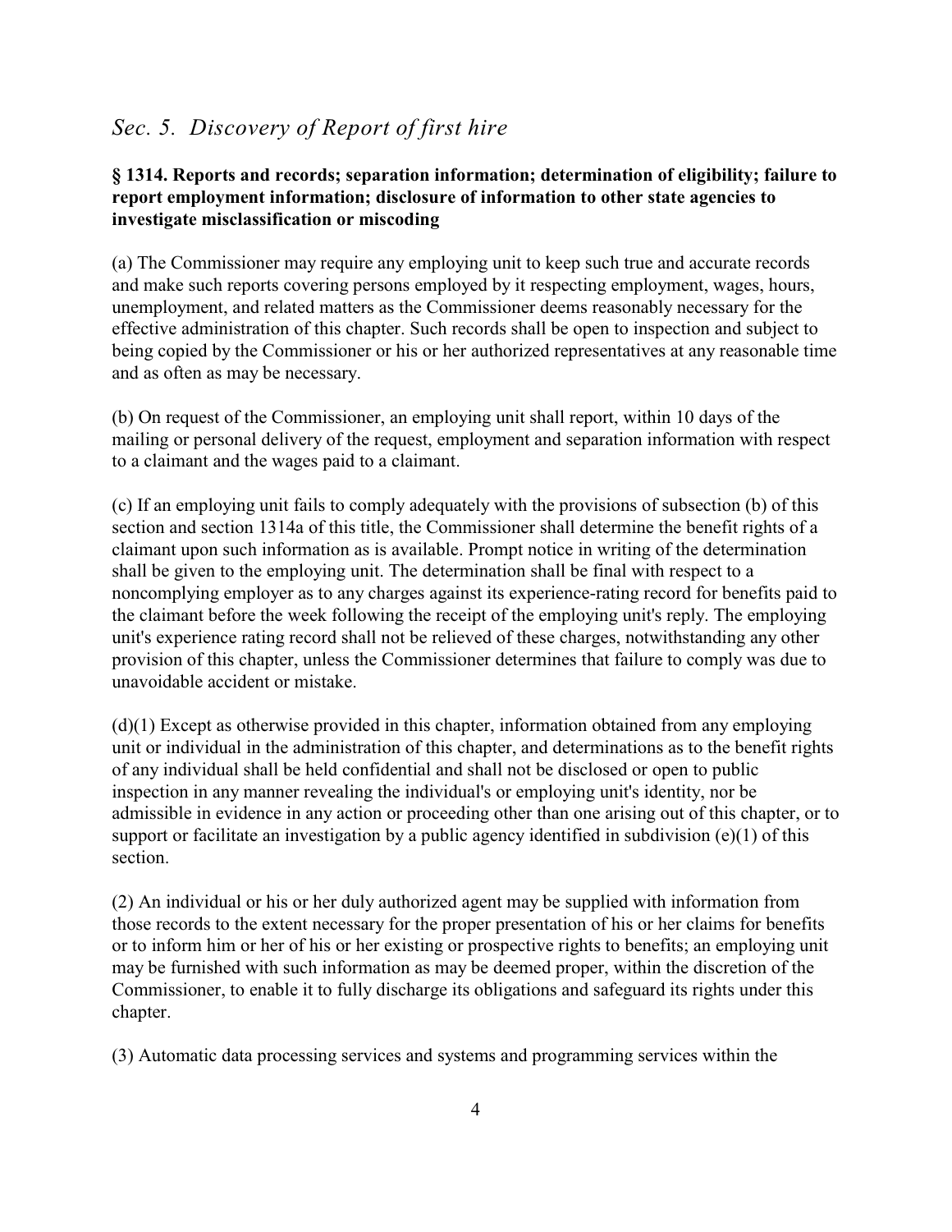## *Sec. 5. Discovery of Report of first hire*

### § 1314. Reports and records; separation information; determination of eligibility; failure to report employment information; disclosure of information to other state agencies to investigate misclassification or miscoding

(a) The Commissioner may require any employing unit to keep such true and accurate records and make such reports covering persons employed by it respecting employment, wages, hours, unemployment, and related matters as the Commissioner deems reasonably necessary for the effective administration of this chapter. Such records shall be open to inspection and subject to being copied by the Commissioner or his or her authorized representatives at any reasonable time and as often as may be necessary.

(b) On request of the Commissioner, an employing unit shall report, within 10 days of the mailing or personal delivery of the request, employment and separation information with respect to a claimant and the wages paid to a claimant.

(c) If an employing unit fails to comply adequately with the provisions of subsection (b) of this section and section 1314a of this title, the Commissioner shall determine the benefit rights of a claimant upon such information as is available. Prompt notice in writing of the determination shall be given to the employing unit. The determination shall be final with respect to a noncomplying employer as to any charges against its experience-rating record for benefits paid to the claimant before the week following the receipt of the employing unit's reply. The employing unit's experience rating record shall not be relieved of these charges, notwithstanding any other provision of this chapter, unless the Commissioner determines that failure to comply was due to unavoidable accident or mistake.

(d)(1) Except as otherwise provided in this chapter, information obtained from any employing unit or individual in the administration of this chapter, and determinations as to the benefit rights of any individual shall be held confidential and shall not be disclosed or open to public inspection in any manner revealing the individual's or employing unit's identity, nor be admissible in evidence in any action or proceeding other than one arising out of this chapter, or to support or facilitate an investigation by a public agency identified in subdivision (e)(1) of this section.

(2) An individual or his or her duly authorized agent may be supplied with information from those records to the extent necessary for the proper presentation of his or her claims for benefits or to inform him or her of his or her existing or prospective rights to benefits; an employing unit may be furnished with such information as may be deemed proper, within the discretion of the Commissioner, to enable it to fully discharge its obligations and safeguard its rights under this chapter.

(3) Automatic data processing services and systems and programming services within the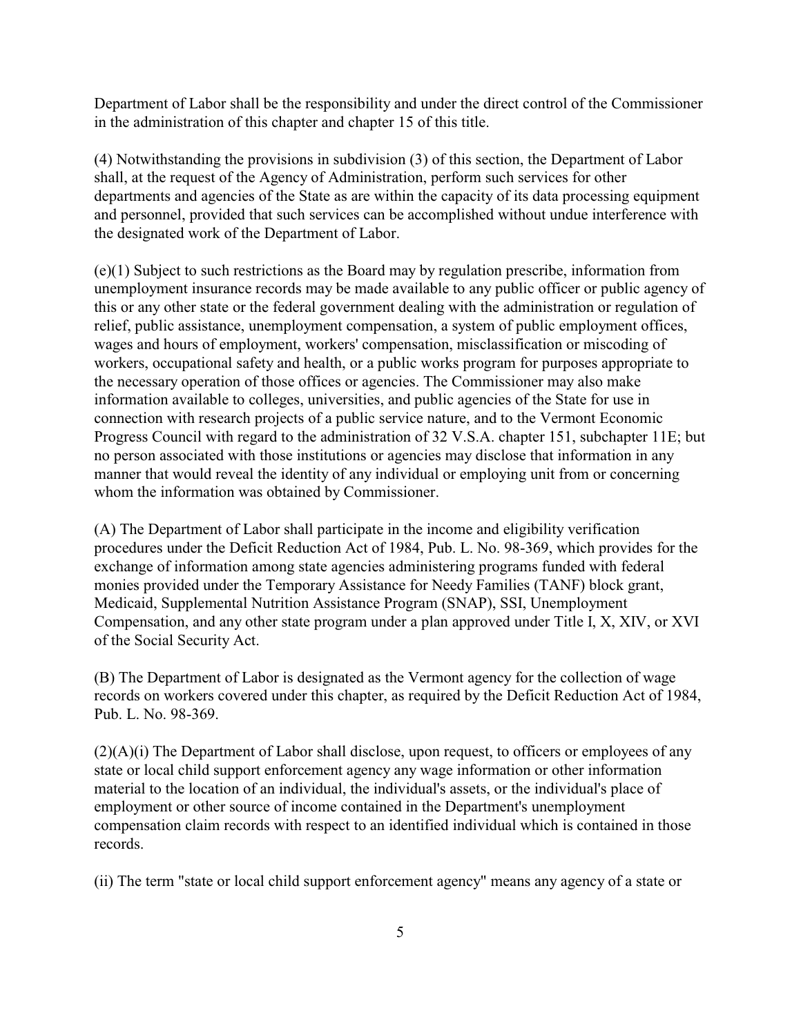Department of Labor shall be the responsibility and under the direct control of the Commissioner in the administration of this chapter and chapter 15 of this title.

(4) Notwithstanding the provisions in subdivision (3) of this section, the Department of Labor shall, at the request of the Agency of Administration, perform such services for other departments and agencies of the State as are within the capacity of its data processing equipment and personnel, provided that such services can be accomplished without undue interference with the designated work of the Department of Labor.

(e)(1) Subject to such restrictions as the Board may by regulation prescribe, information from unemployment insurance records may be made available to any public officer or public agency of this or any other state or the federal government dealing with the administration or regulation of relief, public assistance, unemployment compensation, a system of public employment offices, wages and hours of employment, workers' compensation, misclassification or miscoding of workers, occupational safety and health, or a public works program for purposes appropriate to the necessary operation of those offices or agencies. The Commissioner may also make information available to colleges, universities, and public agencies of the State for use in connection with research projects of a public service nature, and to the Vermont Economic Progress Council with regard to the administration of 32 V.S.A. chapter 151, subchapter 11E; but no person associated with those institutions or agencies may disclose that information in any manner that would reveal the identity of any individual or employing unit from or concerning whom the information was obtained by Commissioner.

(A) The Department of Labor shall participate in the income and eligibility verification procedures under the Deficit Reduction Act of 1984, Pub. L. No. 98-369, which provides for the exchange of information among state agencies administering programs funded with federal monies provided under the Temporary Assistance for Needy Families (TANF) block grant, Medicaid, Supplemental Nutrition Assistance Program (SNAP), SSI, Unemployment Compensation, and any other state program under a plan approved under Title I, X, XIV, or XVI of the Social Security Act.

(B) The Department of Labor is designated as the Vermont agency for the collection of wage records on workers covered under this chapter, as required by the Deficit Reduction Act of 1984, Pub. L. No. 98-369.

(2)(A)(i) The Department of Labor shall disclose, upon request, to officers or employees of any state or local child support enforcement agency any wage information or other information material to the location of an individual, the individual's assets, or the individual's place of employment or other source of income contained in the Department's unemployment compensation claim records with respect to an identified individual which is contained in those records.

(ii) The term "state or local child support enforcement agency" means any agency of a state or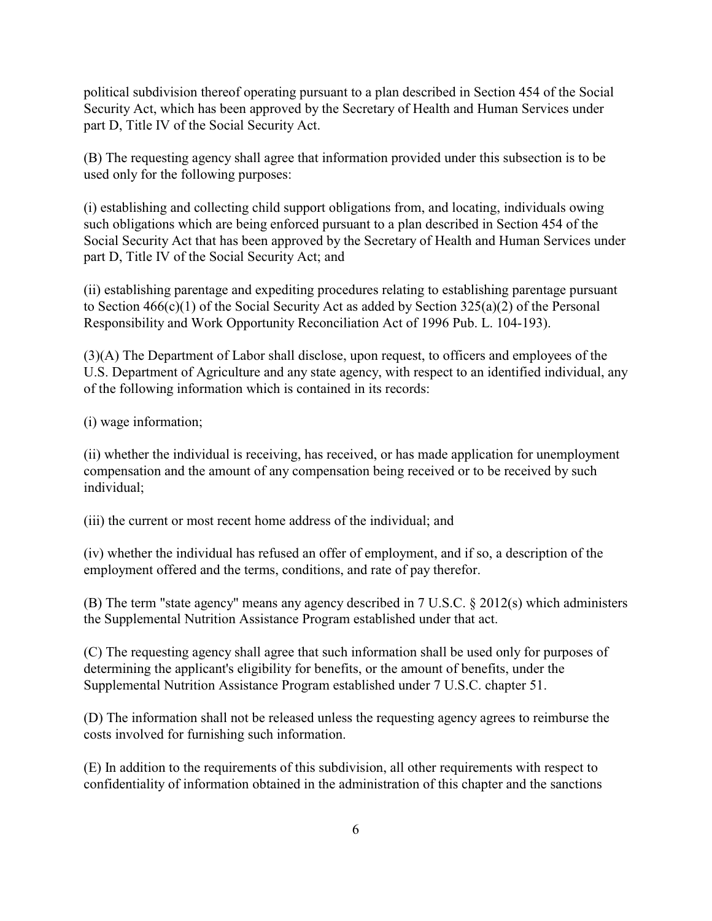political subdivision thereof operating pursuant to a plan described in Section 454 of the Social Security Act, which has been approved by the Secretary of Health and Human Services under part D, Title IV of the Social Security Act.

(B) The requesting agency shall agree that information provided under this subsection is to be used only for the following purposes:

(i) establishing and collecting child support obligations from, and locating, individuals owing such obligations which are being enforced pursuant to a plan described in Section 454 of the Social Security Act that has been approved by the Secretary of Health and Human Services under part D, Title IV of the Social Security Act; and

(ii) establishing parentage and expediting procedures relating to establishing parentage pursuant to Section 466(c)(1) of the Social Security Act as added by Section 325(a)(2) of the Personal Responsibility and Work Opportunity Reconciliation Act of 1996 Pub. L. 104-193).

(3)(A) The Department of Labor shall disclose, upon request, to officers and employees of the U.S. Department of Agriculture and any state agency, with respect to an identified individual, any of the following information which is contained in its records:

(i) wage information;

(ii) whether the individual is receiving, has received, or has made application for unemployment compensation and the amount of any compensation being received or to be received by such individual;

(iii) the current or most recent home address of the individual; and

(iv) whether the individual has refused an offer of employment, and if so, a description of the employment offered and the terms, conditions, and rate of pay therefor.

(B) The term "state agency" means any agency described in 7 U.S.C. § 2012(s) which administers the Supplemental Nutrition Assistance Program established under that act.

(C) The requesting agency shall agree that such information shall be used only for purposes of determining the applicant's eligibility for benefits, or the amount of benefits, under the Supplemental Nutrition Assistance Program established under 7 U.S.C. chapter 51.

(D) The information shall not be released unless the requesting agency agrees to reimburse the costs involved for furnishing such information.

(E) In addition to the requirements of this subdivision, all other requirements with respect to confidentiality of information obtained in the administration of this chapter and the sanctions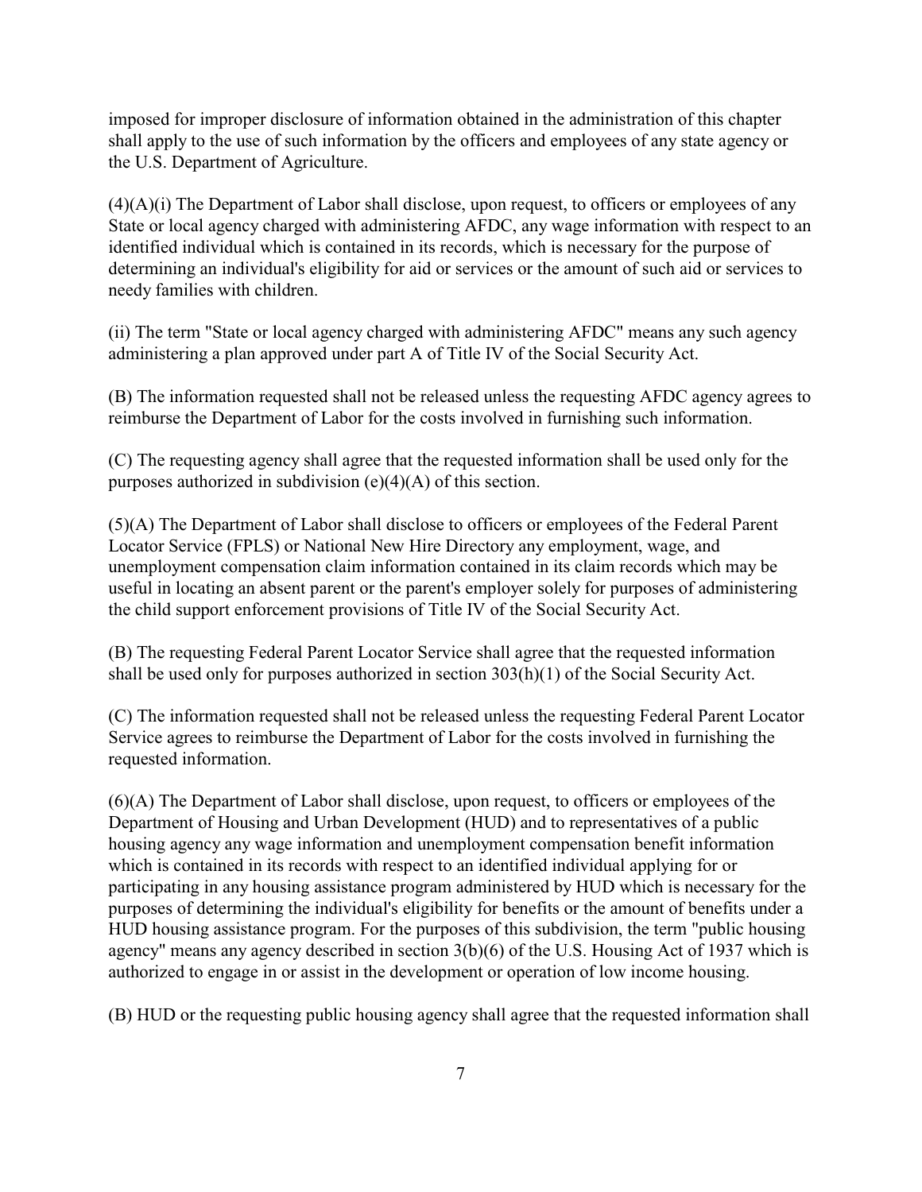imposed for improper disclosure of information obtained in the administration of this chapter shall apply to the use of such information by the officers and employees of any state agency or the U.S. Department of Agriculture.

(4)(A)(i) The Department of Labor shall disclose, upon request, to officers or employees of any State or local agency charged with administering AFDC, any wage information with respect to an identified individual which is contained in its records, which is necessary for the purpose of determining an individual's eligibility for aid or services or the amount of such aid or services to needy families with children.

(ii) The term "State or local agency charged with administering AFDC" means any such agency administering a plan approved under part A of Title IV of the Social Security Act.

(B) The information requested shall not be released unless the requesting AFDC agency agrees to reimburse the Department of Labor for the costs involved in furnishing such information.

(C) The requesting agency shall agree that the requested information shall be used only for the purposes authorized in subdivision (e)(4)(A) of this section.

(5)(A) The Department of Labor shall disclose to officers or employees of the Federal Parent Locator Service (FPLS) or National New Hire Directory any employment, wage, and unemployment compensation claim information contained in its claim records which may be useful in locating an absent parent or the parent's employer solely for purposes of administering the child support enforcement provisions of Title IV of the Social Security Act.

(B) The requesting Federal Parent Locator Service shall agree that the requested information shall be used only for purposes authorized in section 303(h)(1) of the Social Security Act.

(C) The information requested shall not be released unless the requesting Federal Parent Locator Service agrees to reimburse the Department of Labor for the costs involved in furnishing the requested information.

(6)(A) The Department of Labor shall disclose, upon request, to officers or employees of the Department of Housing and Urban Development (HUD) and to representatives of a public housing agency any wage information and unemployment compensation benefit information which is contained in its records with respect to an identified individual applying for or participating in any housing assistance program administered by HUD which is necessary for the purposes of determining the individual's eligibility for benefits or the amount of benefits under a HUD housing assistance program. For the purposes of this subdivision, the term "public housing agency" means any agency described in section 3(b)(6) of the U.S. Housing Act of 1937 which is authorized to engage in or assist in the development or operation of low income housing.

(B) HUD or the requesting public housing agency shall agree that the requested information shall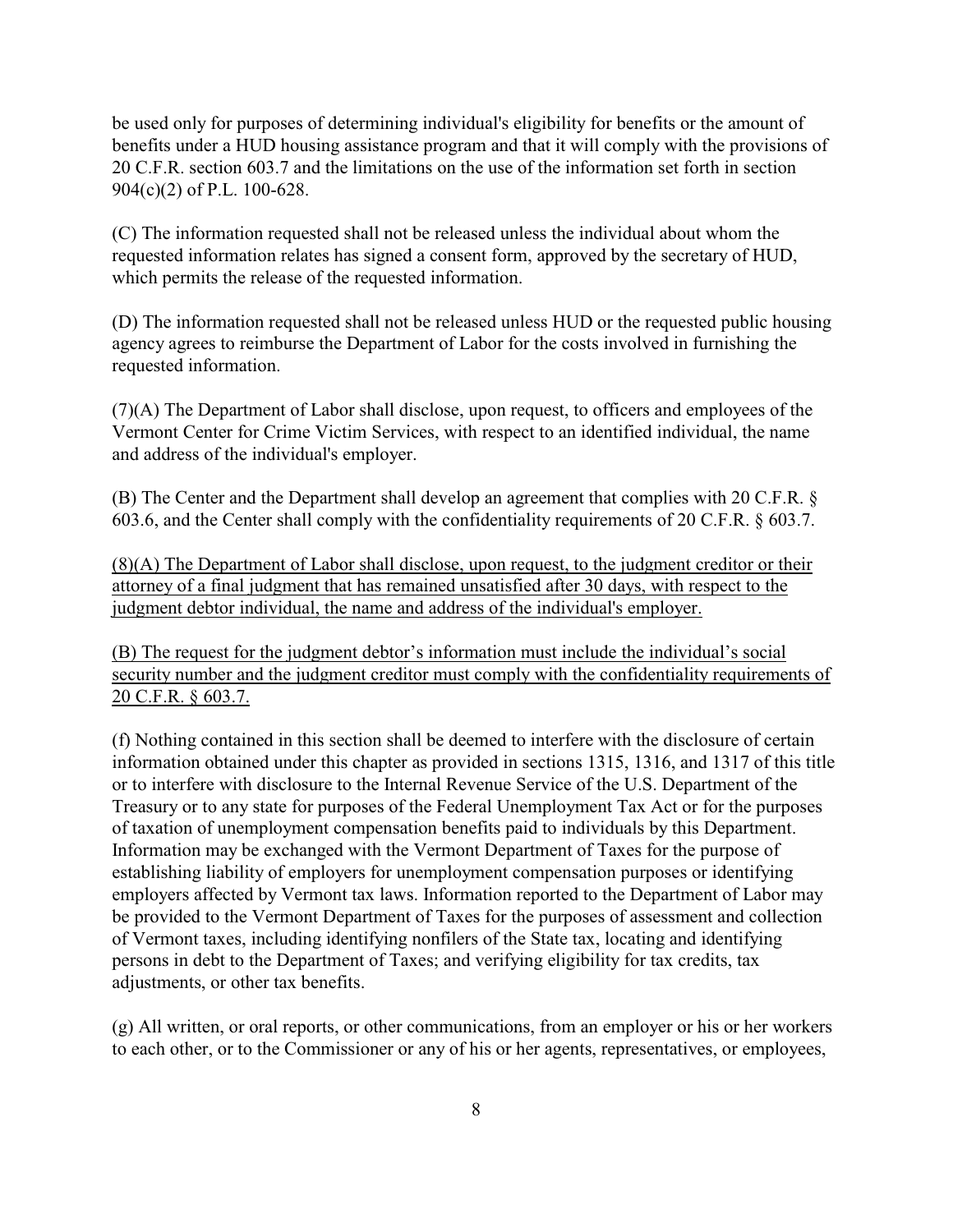be used only for purposes of determining individual's eligibility for benefits or the amount of benefits under a HUD housing assistance program and that it will comply with the provisions of 20 C.F.R. section 603.7 and the limitations on the use of the information set forth in section 904(c)(2) of P.L. 100-628.

(C) The information requested shall not be released unless the individual about whom the requested information relates has signed a consent form, approved by the secretary of HUD, which permits the release of the requested information.

(D) The information requested shall not be released unless HUD or the requested public housing agency agrees to reimburse the Department of Labor for the costs involved in furnishing the requested information.

(7)(A) The Department of Labor shall disclose, upon request, to officers and employees of the Vermont Center for Crime Victim Services, with respect to an identified individual, the name and address of the individual's employer.

(B) The Center and the Department shall develop an agreement that complies with 20 C.F.R. § 603.6, and the Center shall comply with the confidentiality requirements of 20 C.F.R. § 603.7.

<u>(8)(A) The Department of Labor shall disclose, upon request, to the judgment creditor or their attorney of a final judgment that has remained unsatisfied after 30 days, with respect to the judgment debtor individual, the name and address of the individual's employer.</u>

<u>(B) The request for the judgment debtor's information must include the individual's social security number and the judgment creditor must comply with the confidentiality requirements of 20 C.F.R. § 603.7.</u>

(f) Nothing contained in this section shall be deemed to interfere with the disclosure of certain information obtained under this chapter as provided in sections 1315, 1316, and 1317 of this title or to interfere with disclosure to the Internal Revenue Service of the U.S. Department of the Treasury or to any state for purposes of the Federal Unemployment Tax Act or for the purposes of taxation of unemployment compensation benefits paid to individuals by this Department. Information may be exchanged with the Vermont Department of Taxes for the purpose of establishing liability of employers for unemployment compensation purposes or identifying employers affected by Vermont tax laws. Information reported to the Department of Labor may be provided to the Vermont Department of Taxes for the purposes of assessment and collection of Vermont taxes, including identifying nonfilers of the State tax, locating and identifying persons in debt to the Department of Taxes; and verifying eligibility for tax credits, tax adjustments, or other tax benefits.

(g) All written, or oral reports, or other communications, from an employer or his or her workers to each other, or to the Commissioner or any of his or her agents, representatives, or employees,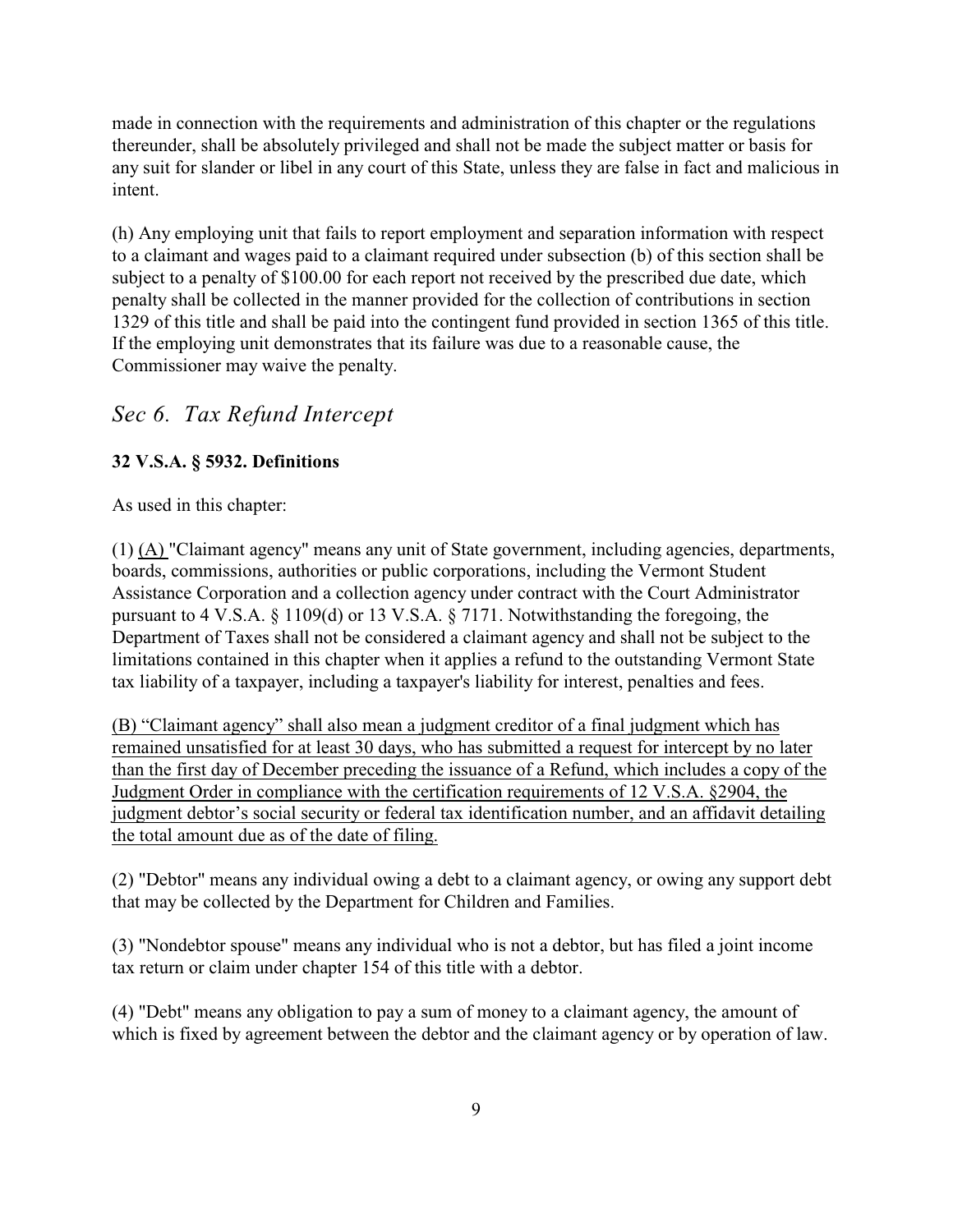made in connection with the requirements and administration of this chapter or the regulations thereunder, shall be absolutely privileged and shall not be made the subject matter or basis for any suit for slander or libel in any court of this State, unless they are false in fact and malicious in intent.

(h) Any employing unit that fails to report employment and separation information with respect to a claimant and wages paid to a claimant required under subsection (b) of this section shall be subject to a penalty of $100.00 for each report not received by the prescribed due date, which penalty shall be collected in the manner provided for the collection of contributions in section 1329 of this title and shall be paid into the contingent fund provided in section 1365 of this title. If the employing unit demonstrates that its failure was due to a reasonable cause, the Commissioner may waive the penalty.

## *Sec 6. Tax Refund Intercept*

**32 V.S.A. § 5932. Definitions**

As used in this chapter:

(1) <u>(A)</u> "Claimant agency" means any unit of State government, including agencies, departments, boards, commissions, authorities or public corporations, including the Vermont Student Assistance Corporation and a collection agency under contract with the Court Administrator pursuant to 4 V.S.A. § 1109(d) or 13 V.S.A. § 7171. Notwithstanding the foregoing, the Department of Taxes shall not be considered a claimant agency and shall not be subject to the limitations contained in this chapter when it applies a refund to the outstanding Vermont State tax liability of a taxpayer, including a taxpayer's liability for interest, penalties and fees.

<u>(B) “Claimant agency” shall also mean a judgment creditor of a final judgment which has remained unsatisfied for at least 30 days, who has submitted a request for intercept by no later than the first day of December preceding the issuance of a Refund, which includes a copy of the Judgment Order in compliance with the certification requirements of 12 V.S.A. §2904, the judgment debtor’s social security or federal tax identification number, and an affidavit detailing the total amount due as of the date of filing.</u>

(2) "Debtor" means any individual owing a debt to a claimant agency, or owing any support debt that may be collected by the Department for Children and Families.

(3) "Nondebtor spouse" means any individual who is not a debtor, but has filed a joint income tax return or claim under chapter 154 of this title with a debtor.

(4) "Debt" means any obligation to pay a sum of money to a claimant agency, the amount of which is fixed by agreement between the debtor and the claimant agency or by operation of law.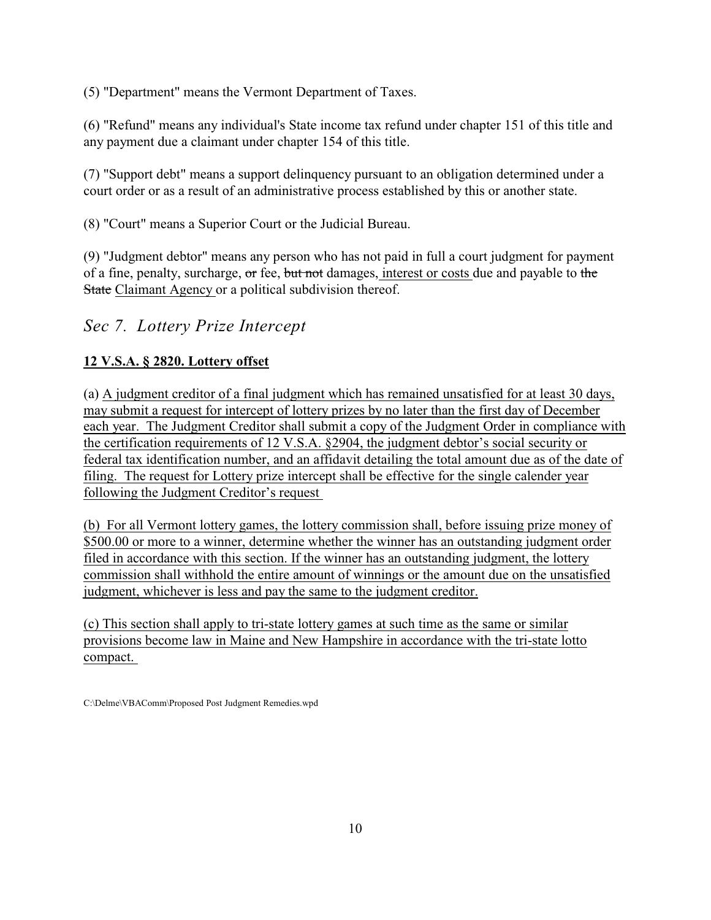(5) "Department" means the Vermont Department of Taxes.

(6) "Refund" means any individual's State income tax refund under chapter 151 of this title and any payment due a claimant under chapter 154 of this title.

(7) "Support debt" means a support delinquency pursuant to an obligation determined under a court order or as a result of an administrative process established by this or another state.

(8) "Court" means a Superior Court or the Judicial Bureau.

(9) "Judgment debtor" means any person who has not paid in full a court judgment for payment of a fine, penalty, surcharge, ~~or~~ fee, ~~but not~~ damages, <u>interest or costs</u> due and payable to ~~the State~~ <u>Claimant Agency</u> or a political subdivision thereof.

## *Sec 7. Lottery Prize Intercept*

**<u>12 V.S.A. § 2820. Lottery offset</u>**

(a) <u>A judgment creditor of a final judgment which has remained unsatisfied for at least 30 days, may submit a request for intercept of lottery prizes by no later than the first day of December each year. The Judgment Creditor shall submit a copy of the Judgment Order in compliance with the certification requirements of 12 V.S.A. §2904, the judgment debtor's social security or federal tax identification number, and an affidavit detailing the total amount due as of the date of filing. The request for Lottery prize intercept shall be effective for the single calender year following the Judgment Creditor's request</u>

<u>(b) For all Vermont lottery games, the lottery commission shall, before issuing prize money of $500.00 or more to a winner, determine whether the winner has an outstanding judgment order filed in accordance with this section. If the winner has an outstanding judgment, the lottery commission shall withhold the entire amount of winnings or the amount due on the unsatisfied judgment, whichever is less and pay the same to the judgment creditor.</u>

<u>(c) This section shall apply to tri-state lottery games at such time as the same or similar provisions become law in Maine and New Hampshire in accordance with the tri-state lotto compact.</u>

C:\Delme\VBAComm\Proposed Post Judgment Remedies.wpd